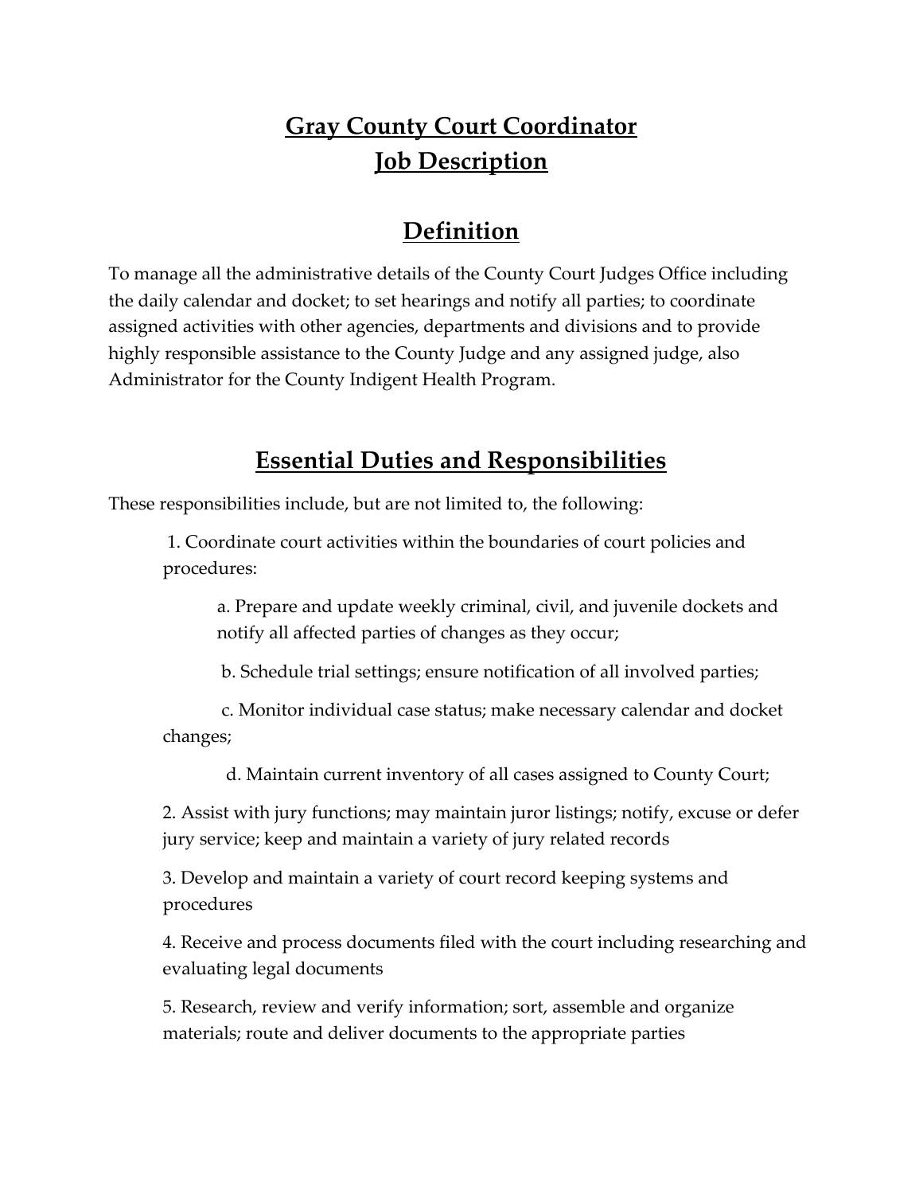# Gray County Court Coordinator
# Job Description

## Definition

To manage all the administrative details of the County Court Judges Office including the daily calendar and docket; to set hearings and notify all parties; to coordinate assigned activities with other agencies, departments and divisions and to provide highly responsible assistance to the County Judge and any assigned judge, also Administrator for the County Indigent Health Program.

## Essential Duties and Responsibilities

These responsibilities include, but are not limited to, the following:

1. Coordinate court activities within the boundaries of court policies and procedures:

   a. Prepare and update weekly criminal, civil, and juvenile dockets and notify all affected parties of changes as they occur;

   b. Schedule trial settings; ensure notification of all involved parties;

   c. Monitor individual case status; make necessary calendar and docket changes;

   d. Maintain current inventory of all cases assigned to County Court;

2. Assist with jury functions; may maintain juror listings; notify, excuse or defer jury service; keep and maintain a variety of jury related records

3. Develop and maintain a variety of court record keeping systems and procedures

4. Receive and process documents filed with the court including researching and evaluating legal documents

5. Research, review and verify information; sort, assemble and organize materials; route and deliver documents to the appropriate parties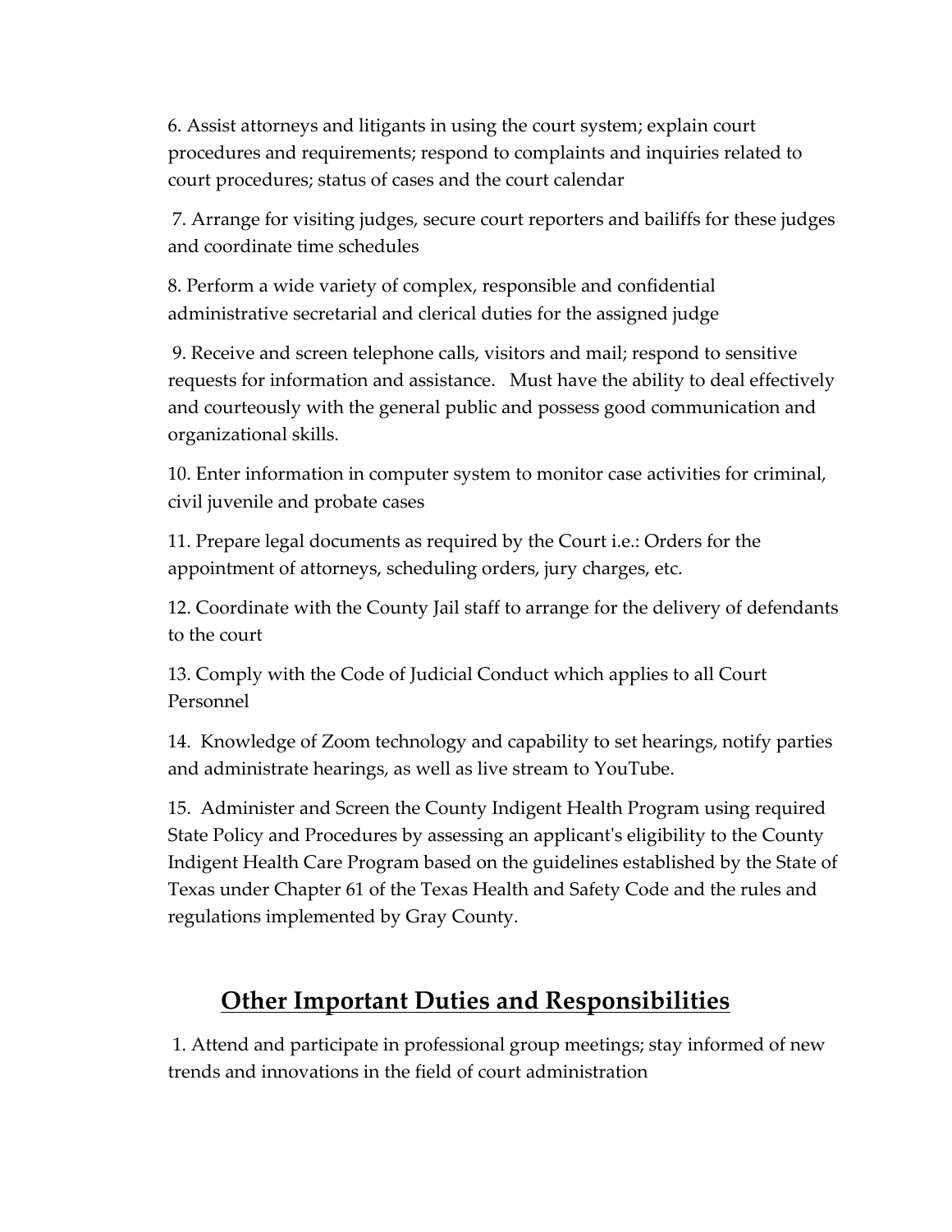6. Assist attorneys and litigants in using the court system; explain court procedures and requirements; respond to complaints and inquiries related to court procedures; status of cases and the court calendar

7. Arrange for visiting judges, secure court reporters and bailiffs for these judges and coordinate time schedules

8. Perform a wide variety of complex, responsible and confidential administrative secretarial and clerical duties for the assigned judge

9. Receive and screen telephone calls, visitors and mail; respond to sensitive requests for information and assistance. Must have the ability to deal effectively and courteously with the general public and possess good communication and organizational skills.

10. Enter information in computer system to monitor case activities for criminal, civil juvenile and probate cases

11. Prepare legal documents as required by the Court i.e.: Orders for the appointment of attorneys, scheduling orders, jury charges, etc.

12. Coordinate with the County Jail staff to arrange for the delivery of defendants to the court

13. Comply with the Code of Judicial Conduct which applies to all Court Personnel

14. Knowledge of Zoom technology and capability to set hearings, notify parties and administrate hearings, as well as live stream to YouTube.

15. Administer and Screen the County Indigent Health Program using required State Policy and Procedures by assessing an applicant's eligibility to the County Indigent Health Care Program based on the guidelines established by the State of Texas under Chapter 61 of the Texas Health and Safety Code and the rules and regulations implemented by Gray County.

## Other Important Duties and Responsibilities

1. Attend and participate in professional group meetings; stay informed of new trends and innovations in the field of court administration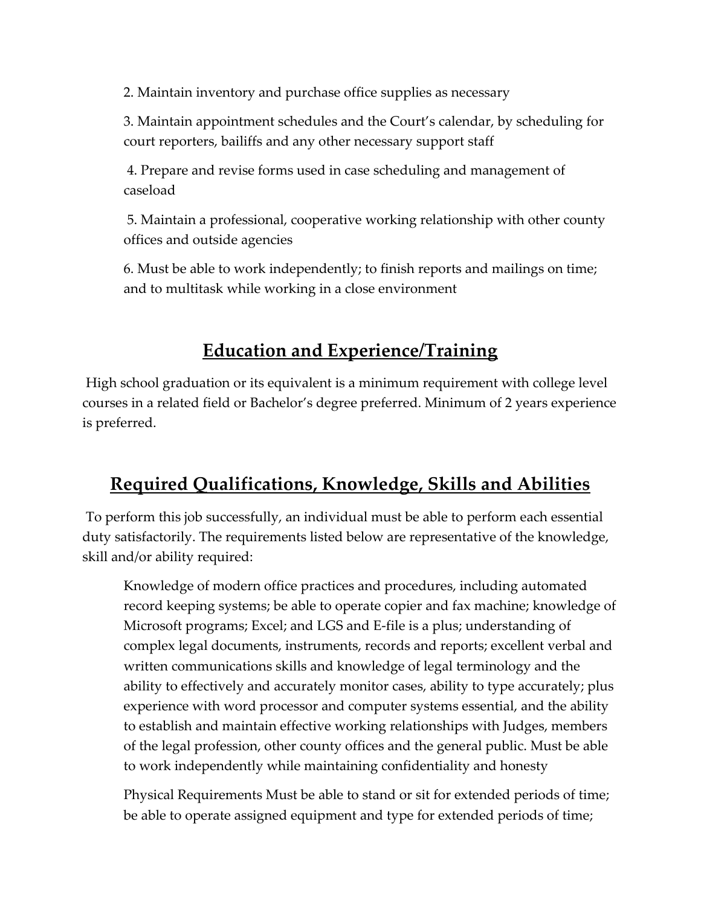2. Maintain inventory and purchase office supplies as necessary

3. Maintain appointment schedules and the Court's calendar, by scheduling for court reporters, bailiffs and any other necessary support staff

4. Prepare and revise forms used in case scheduling and management of caseload

5. Maintain a professional, cooperative working relationship with other county offices and outside agencies

6. Must be able to work independently; to finish reports and mailings on time; and to multitask while working in a close environment

## Education and Experience/Training

High school graduation or its equivalent is a minimum requirement with college level courses in a related field or Bachelor's degree preferred. Minimum of 2 years experience is preferred.

## Required Qualifications, Knowledge, Skills and Abilities

To perform this job successfully, an individual must be able to perform each essential duty satisfactorily. The requirements listed below are representative of the knowledge, skill and/or ability required:

Knowledge of modern office practices and procedures, including automated record keeping systems; be able to operate copier and fax machine; knowledge of Microsoft programs; Excel; and LGS and E-file is a plus; understanding of complex legal documents, instruments, records and reports; excellent verbal and written communications skills and knowledge of legal terminology and the ability to effectively and accurately monitor cases, ability to type accurately; plus experience with word processor and computer systems essential, and the ability to establish and maintain effective working relationships with Judges, members of the legal profession, other county offices and the general public. Must be able to work independently while maintaining confidentiality and honesty

Physical Requirements Must be able to stand or sit for extended periods of time; be able to operate assigned equipment and type for extended periods of time;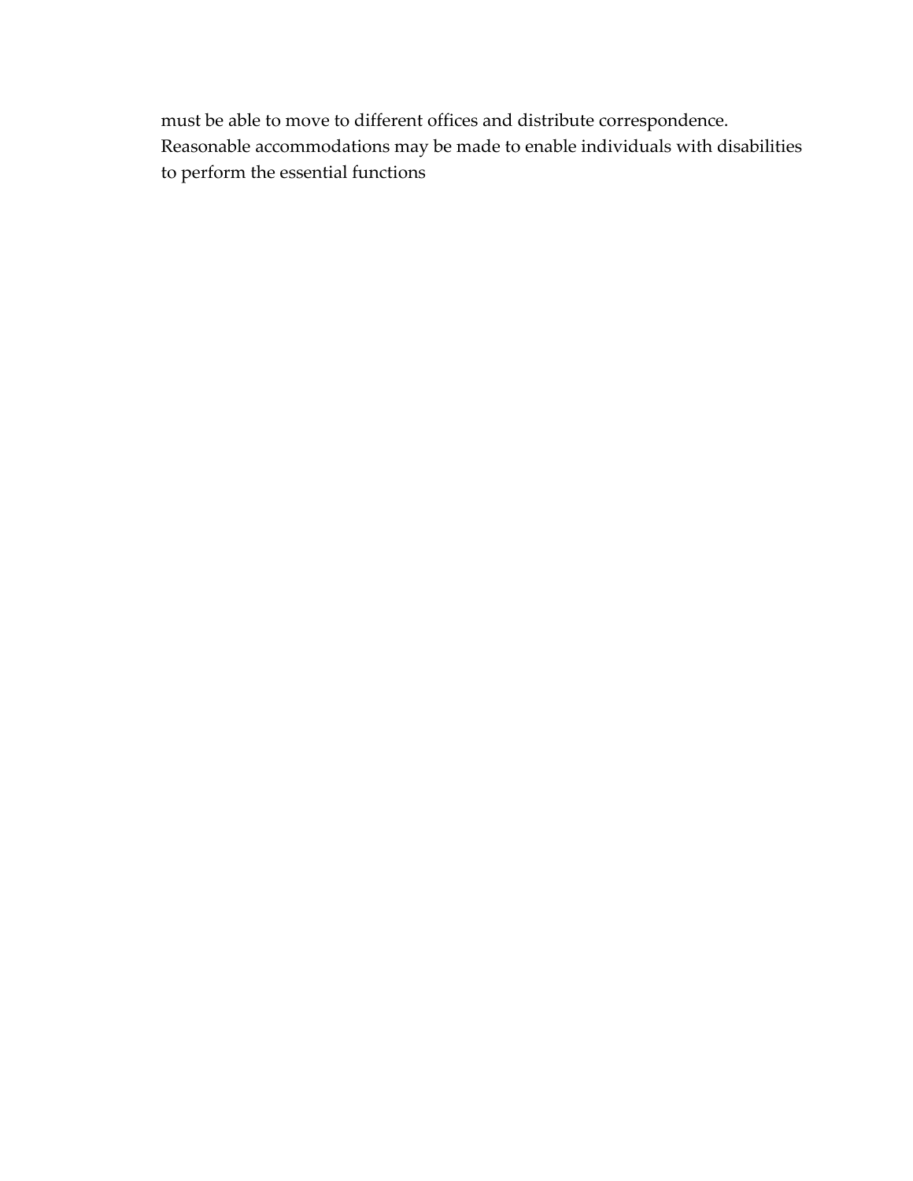must be able to move to different offices and distribute correspondence. Reasonable accommodations may be made to enable individuals with disabilities to perform the essential functions